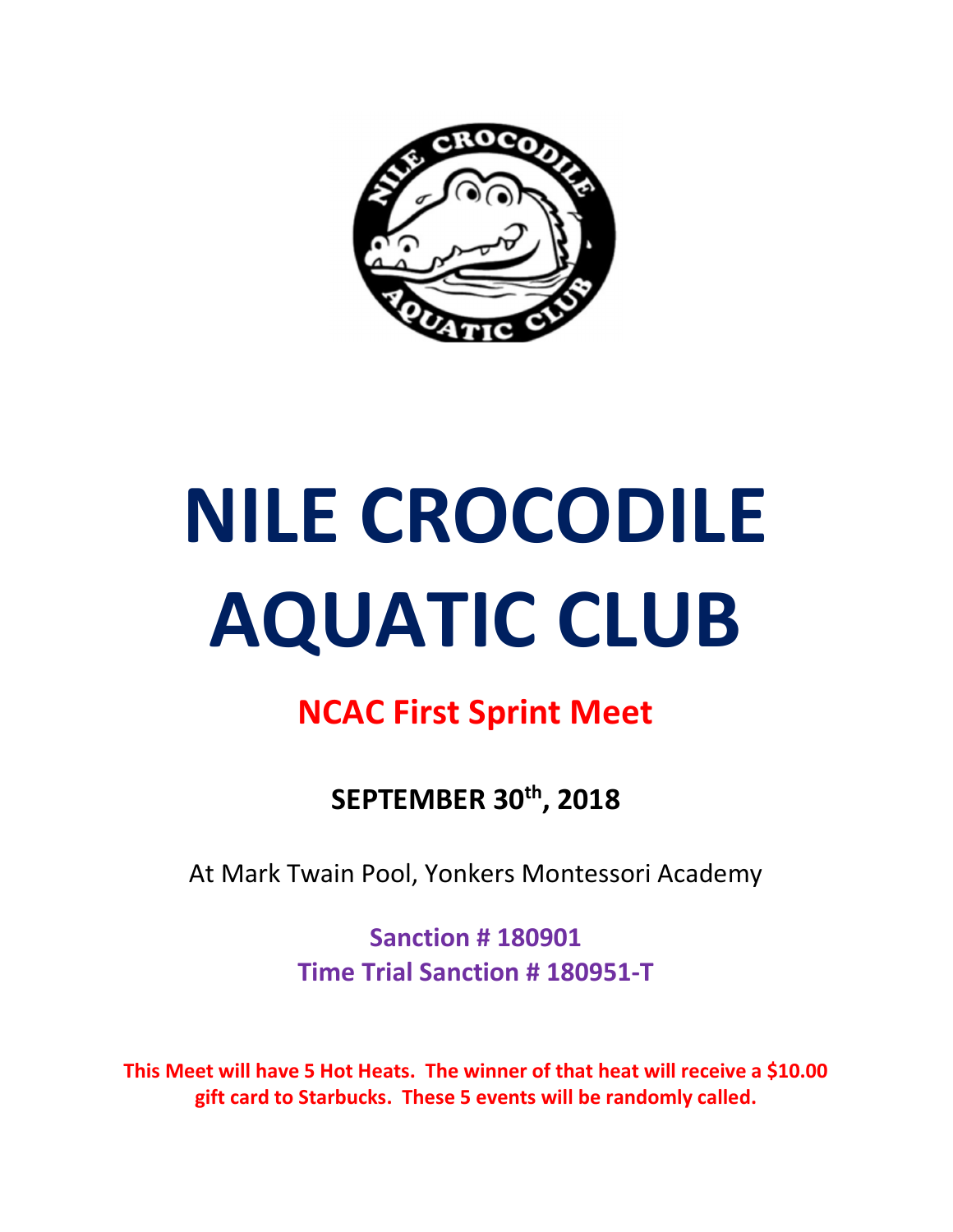# NILE CROCODILE AQUATIC CLUB

## NCAC First Sprint Meet

**SEPTEMBER 30th, 2018**

At Mark Twain Pool, Yonkers Montessori Academy

**Sanction # 180901**
**Time Trial Sanction # 180951-T**

**This Meet will have 5 Hot Heats. The winner of that heat will receive a $10.00 gift card to Starbucks. These 5 events will be randomly called.**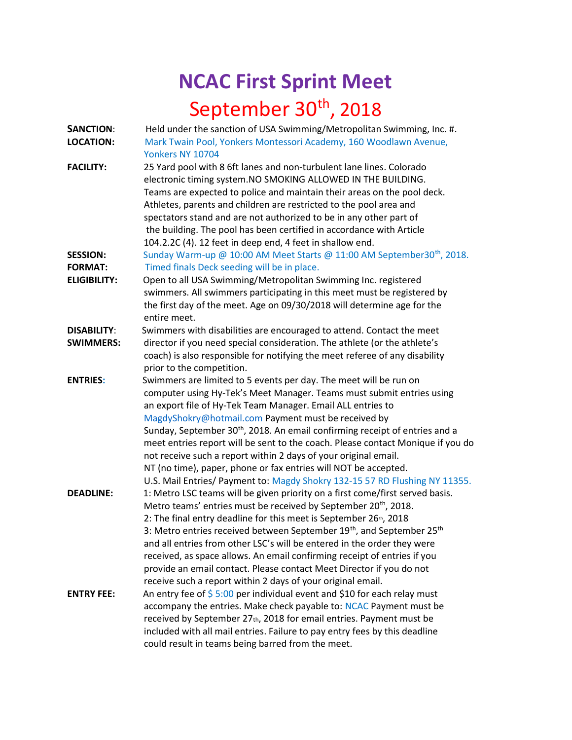# NCAC First Sprint Meet

## September 30th, 2018

**SANCTION:** Held under the sanction of USA Swimming/Metropolitan Swimming, Inc. #.

**LOCATION:** Mark Twain Pool, Yonkers Montessori Academy, 160 Woodlawn Avenue, Yonkers NY 10704

**FACILITY:** 25 Yard pool with 8 6ft lanes and non-turbulent lane lines. Colorado electronic timing system.NO SMOKING ALLOWED IN THE BUILDING. Teams are expected to police and maintain their areas on the pool deck. Athletes, parents and children are restricted to the pool area and spectators stand and are not authorized to be in any other part of the building. The pool has been certified in accordance with Article 104.2.2C (4). 12 feet in deep end, 4 feet in shallow end.

**SESSION:** Sunday Warm-up @ 10:00 AM Meet Starts @ 11:00 AM September30th, 2018.

**FORMAT:** Timed finals Deck seeding will be in place.

**ELIGIBILITY:** Open to all USA Swimming/Metropolitan Swimming Inc. registered swimmers. All swimmers participating in this meet must be registered by the first day of the meet. Age on 09/30/2018 will determine age for the entire meet.

**DISABILITY SWIMMERS:** Swimmers with disabilities are encouraged to attend. Contact the meet director if you need special consideration. The athlete (or the athlete's coach) is also responsible for notifying the meet referee of any disability prior to the competition.

**ENTRIES:** Swimmers are limited to 5 events per day. The meet will be run on computer using Hy-Tek's Meet Manager. Teams must submit entries using an export file of Hy-Tek Team Manager. Email ALL entries to MagdyShokry@hotmail.com Payment must be received by Sunday, September 30th, 2018. An email confirming receipt of entries and a meet entries report will be sent to the coach. Please contact Monique if you do not receive such a report within 2 days of your original email.
NT (no time), paper, phone or fax entries will NOT be accepted.
U.S. Mail Entries/ Payment to: Magdy Shokry 132-15 57 RD Flushing NY 11355.

**DEADLINE:** 1: Metro LSC teams will be given priority on a first come/first served basis. Metro teams' entries must be received by September 20th, 2018.
2: The final entry deadline for this meet is September 26th, 2018
3: Metro entries received between September 19th, and September 25th and all entries from other LSC's will be entered in the order they were received, as space allows. An email confirming receipt of entries if you provide an email contact. Please contact Meet Director if you do not receive such a report within 2 days of your original email.

**ENTRY FEE:** An entry fee of $ 5:00 per individual event and $10 for each relay must accompany the entries. Make check payable to: NCAC Payment must be received by September 27th, 2018 for email entries. Payment must be included with all mail entries. Failure to pay entry fees by this deadline could result in teams being barred from the meet.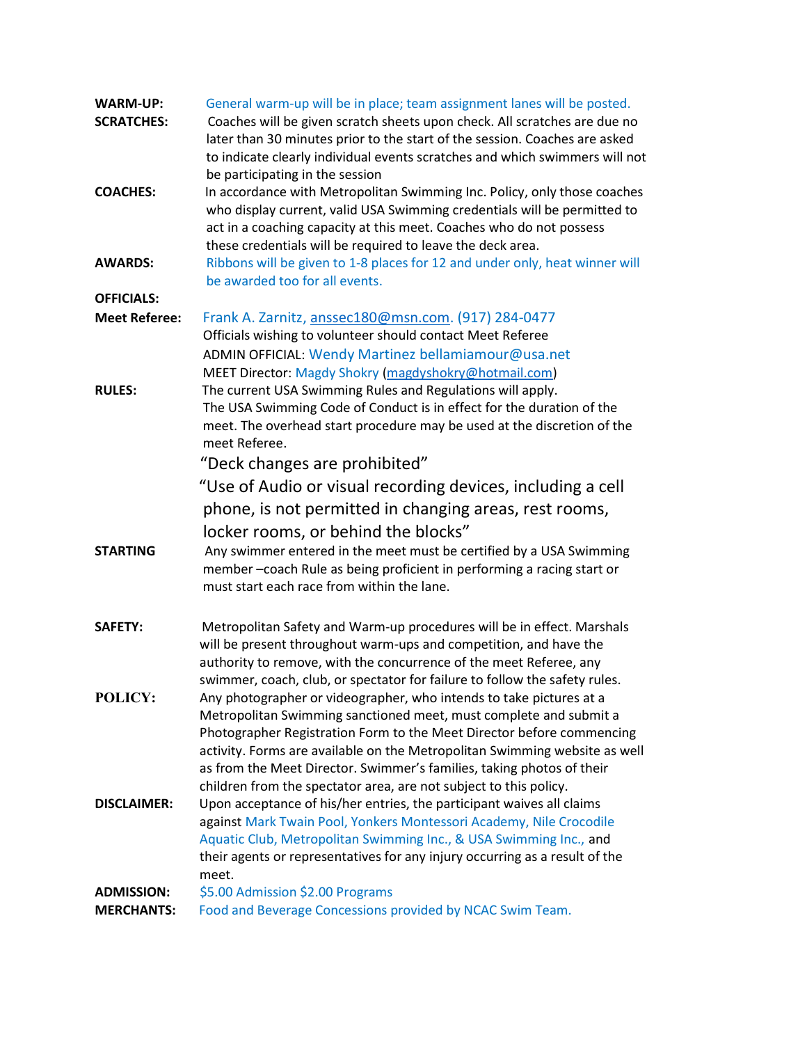**WARM-UP:** General warm-up will be in place; team assignment lanes will be posted.

**SCRATCHES:** Coaches will be given scratch sheets upon check. All scratches are due no later than 30 minutes prior to the start of the session. Coaches are asked to indicate clearly individual events scratches and which swimmers will not be participating in the session

**COACHES:** In accordance with Metropolitan Swimming Inc. Policy, only those coaches who display current, valid USA Swimming credentials will be permitted to act in a coaching capacity at this meet. Coaches who do not possess these credentials will be required to leave the deck area.

**AWARDS:** Ribbons will be given to 1-8 places for 12 and under only, heat winner will be awarded too for all events.

**OFFICIALS:**

**Meet Referee:** Frank A. Zarnitz, anssec180@msn.com. (917) 284-0477
Officials wishing to volunteer should contact Meet Referee
ADMIN OFFICIAL: Wendy Martinez bellamiamour@usa.net
MEET Director: Magdy Shokry (magdyshokry@hotmail.com)

**RULES:** The current USA Swimming Rules and Regulations will apply.
The USA Swimming Code of Conduct is in effect for the duration of the meet. The overhead start procedure may be used at the discretion of the meet Referee.

"Deck changes are prohibited"

"Use of Audio or visual recording devices, including a cell phone, is not permitted in changing areas, rest rooms, locker rooms, or behind the blocks"

**STARTING** Any swimmer entered in the meet must be certified by a USA Swimming member –coach Rule as being proficient in performing a racing start or must start each race from within the lane.

**SAFETY:** Metropolitan Safety and Warm-up procedures will be in effect. Marshals will be present throughout warm-ups and competition, and have the authority to remove, with the concurrence of the meet Referee, any swimmer, coach, club, or spectator for failure to follow the safety rules.

**POLICY:** Any photographer or videographer, who intends to take pictures at a Metropolitan Swimming sanctioned meet, must complete and submit a Photographer Registration Form to the Meet Director before commencing activity. Forms are available on the Metropolitan Swimming website as well as from the Meet Director. Swimmer's families, taking photos of their children from the spectator area, are not subject to this policy.

**DISCLAIMER:** Upon acceptance of his/her entries, the participant waives all claims against Mark Twain Pool, Yonkers Montessori Academy, Nile Crocodile Aquatic Club, Metropolitan Swimming Inc., & USA Swimming Inc., and their agents or representatives for any injury occurring as a result of the meet.

**ADMISSION:** $5.00 Admission $2.00 Programs

**MERCHANTS:** Food and Beverage Concessions provided by NCAC Swim Team.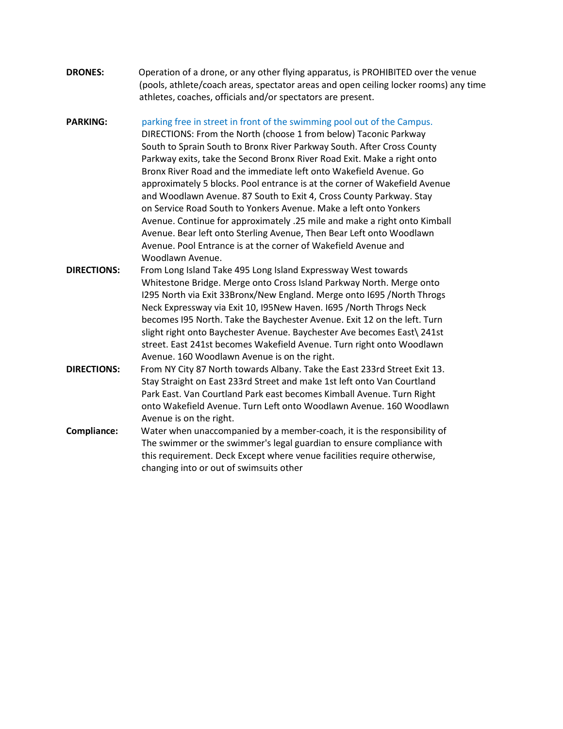**DRONES:** Operation of a drone, or any other flying apparatus, is PROHIBITED over the venue (pools, athlete/coach areas, spectator areas and open ceiling locker rooms) any time athletes, coaches, officials and/or spectators are present.

**PARKING:** parking free in street in front of the swimming pool out of the Campus. DIRECTIONS: From the North (choose 1 from below) Taconic Parkway South to Sprain South to Bronx River Parkway South. After Cross County Parkway exits, take the Second Bronx River Road Exit. Make a right onto Bronx River Road and the immediate left onto Wakefield Avenue. Go approximately 5 blocks. Pool entrance is at the corner of Wakefield Avenue and Woodlawn Avenue. 87 South to Exit 4, Cross County Parkway. Stay on Service Road South to Yonkers Avenue. Make a left onto Yonkers Avenue. Continue for approximately .25 mile and make a right onto Kimball Avenue. Bear left onto Sterling Avenue, Then Bear Left onto Woodlawn Avenue. Pool Entrance is at the corner of Wakefield Avenue and Woodlawn Avenue.

**DIRECTIONS:** From Long Island Take 495 Long Island Expressway West towards Whitestone Bridge. Merge onto Cross Island Parkway North. Merge onto I295 North via Exit 33Bronx/New England. Merge onto I695 /North Throgs Neck Expressway via Exit 10, I95New Haven. I695 /North Throgs Neck becomes I95 North. Take the Baychester Avenue. Exit 12 on the left. Turn slight right onto Baychester Avenue. Baychester Ave becomes East\ 241st street. East 241st becomes Wakefield Avenue. Turn right onto Woodlawn Avenue. 160 Woodlawn Avenue is on the right.

**DIRECTIONS:** From NY City 87 North towards Albany. Take the East 233rd Street Exit 13. Stay Straight on East 233rd Street and make 1st left onto Van Courtland Park East. Van Courtland Park east becomes Kimball Avenue. Turn Right onto Wakefield Avenue. Turn Left onto Woodlawn Avenue. 160 Woodlawn Avenue is on the right.

**Compliance:** Water when unaccompanied by a member-coach, it is the responsibility of The swimmer or the swimmer's legal guardian to ensure compliance with this requirement. Deck Except where venue facilities require otherwise, changing into or out of swimsuits other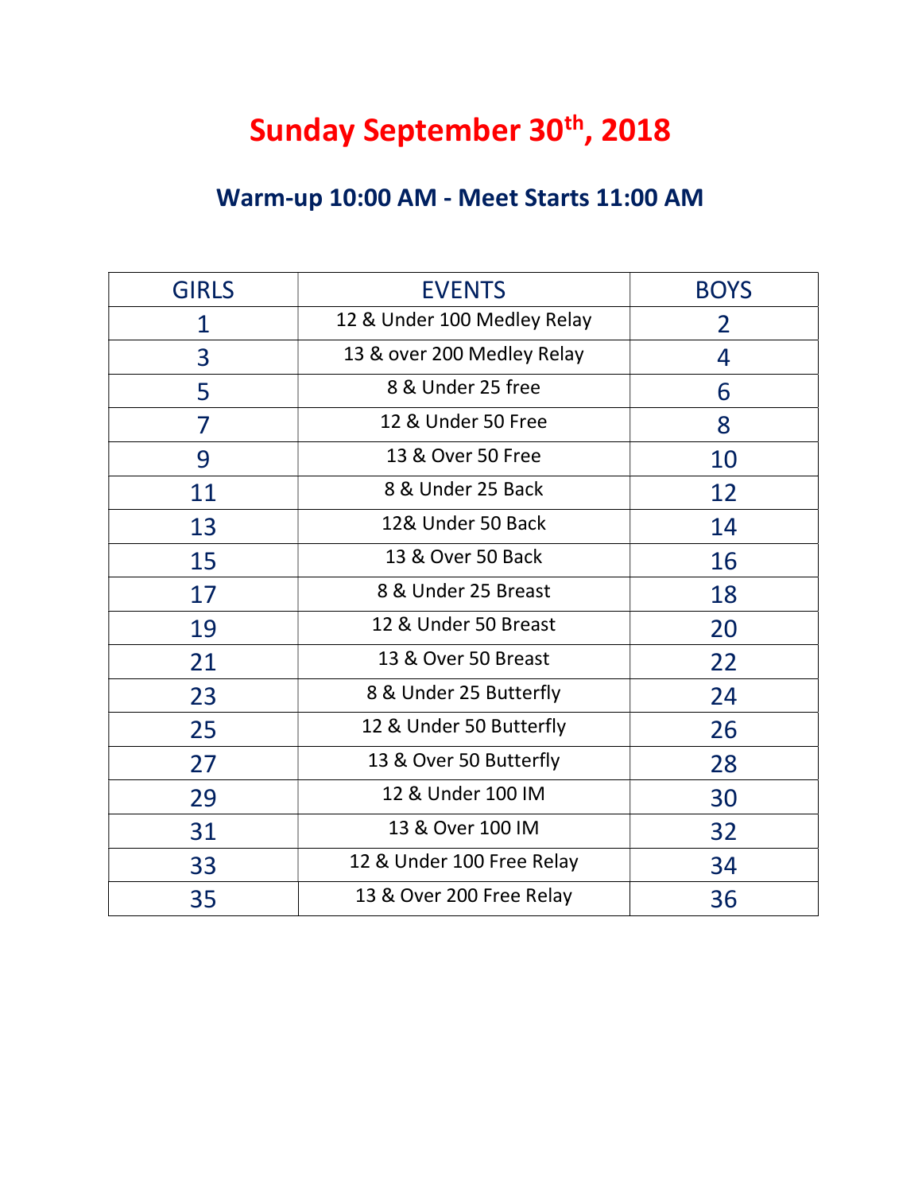# Sunday September 30th, 2018

## Warm-up 10:00 AM - Meet Starts 11:00 AM

| GIRLS | EVENTS | BOYS |
| --- | --- | --- |
| 1 | 12 & Under 100 Medley Relay | 2 |
| 3 | 13 & over 200 Medley Relay | 4 |
| 5 | 8 & Under 25 free | 6 |
| 7 | 12 & Under 50 Free | 8 |
| 9 | 13 & Over 50 Free | 10 |
| 11 | 8 & Under 25 Back | 12 |
| 13 | 12& Under 50 Back | 14 |
| 15 | 13 & Over 50 Back | 16 |
| 17 | 8 & Under 25 Breast | 18 |
| 19 | 12 & Under 50 Breast | 20 |
| 21 | 13 & Over 50 Breast | 22 |
| 23 | 8 & Under 25 Butterfly | 24 |
| 25 | 12 & Under 50 Butterfly | 26 |
| 27 | 13 & Over 50 Butterfly | 28 |
| 29 | 12 & Under 100 IM | 30 |
| 31 | 13 & Over 100 IM | 32 |
| 33 | 12 & Under 100 Free Relay | 34 |
| 35 | 13 & Over 200 Free Relay | 36 |